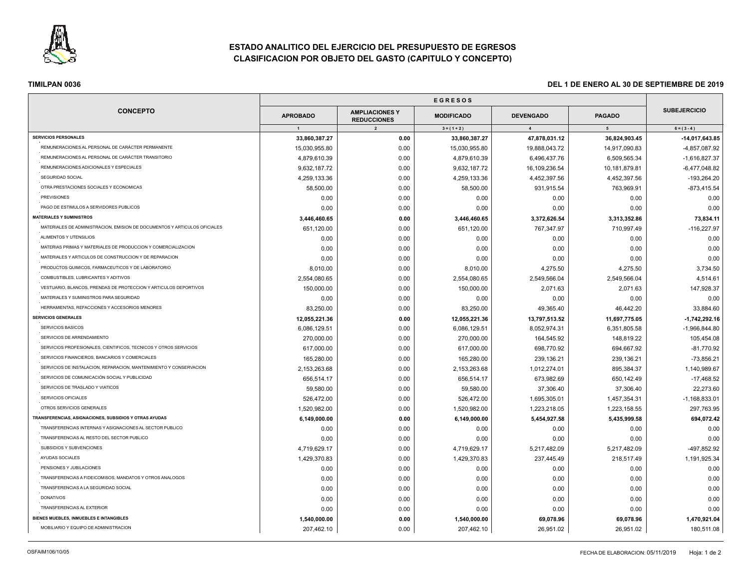# ESTADO ANALITICO DEL EJERCICIO DEL PRESUPUESTO DE EGRESOS
## CLASIFICACION POR OBJETO DEL GASTO (CAPITULO Y CONCEPTO)

**TIMILPAN 0036**

**DEL 1 DE ENERO AL 30 DE SEPTIEMBRE DE 2019**

| CONCEPTO | EGRESOS | | | | | SUBEJERCICIO |
|---|---|---|---|---|---|---|
| | APROBADO | AMPLIACIONES Y REDUCCIONES | MODIFICADO | DEVENGADO | PAGADO | |
| | 1 | 2 | 3 = ( 1 + 2 ) | 4 | 5 | 6 = ( 3 - 4 ) |
| **SERVICIOS PERSONALES** | **33,860,387.27** | **0.00** | **33,860,387.27** | **47,878,031.12** | **36,824,903.45** | **-14,017,643.85** |
| REMUNERACIONES AL PERSONAL DE CARÁCTER PERMANENTE | 15,030,955.80 | 0.00 | 15,030,955.80 | 19,888,043.72 | 14,917,090.83 | -4,857,087.92 |
| REMUNERACIONES AL PERSONAL DE CARÁCTER TRANSITORIO | 4,879,610.39 | 0.00 | 4,879,610.39 | 6,496,437.76 | 6,509,565.34 | -1,616,827.37 |
| REMUNERACIONES ADICIONALES Y ESPECIALES | 9,632,187.72 | 0.00 | 9,632,187.72 | 16,109,236.54 | 10,181,879.81 | -6,477,048.82 |
| SEGURIDAD SOCIAL | 4,259,133.36 | 0.00 | 4,259,133.36 | 4,452,397.56 | 4,452,397.56 | -193,264.20 |
| OTRA PRESTACIONES SOCIALES Y ECONOMICAS | 58,500.00 | 0.00 | 58,500.00 | 931,915.54 | 763,969.91 | -873,415.54 |
| PREVISIONES | 0.00 | 0.00 | 0.00 | 0.00 | 0.00 | 0.00 |
| PAGO DE ESTIMULOS A SERVIDORES PUBLICOS | 0.00 | 0.00 | 0.00 | 0.00 | 0.00 | 0.00 |
| **MATERIALES Y SUMINISTROS** | **3,446,460.65** | **0.00** | **3,446,460.65** | **3,372,626.54** | **3,313,352.86** | **73,834.11** |
| MATERIALES DE ADMINISTRACION, EMISION DE DOCUMENTOS Y ARTICULOS OFICIALES | 651,120.00 | 0.00 | 651,120.00 | 767,347.97 | 710,997.49 | -116,227.97 |
| ALIMENTOS Y UTENSILIOS | 0.00 | 0.00 | 0.00 | 0.00 | 0.00 | 0.00 |
| MATERIAS PRIMAS Y MATERIALES DE PRODUCCION Y COMERCIALIZACION | 0.00 | 0.00 | 0.00 | 0.00 | 0.00 | 0.00 |
| MATERIALES Y ARTICULOS DE CONSTRUCCION Y DE REPARACION | 0.00 | 0.00 | 0.00 | 0.00 | 0.00 | 0.00 |
| PRODUCTOS QUIMICOS, FARMACEUTICOS Y DE LABORATORIO | 8,010.00 | 0.00 | 8,010.00 | 4,275.50 | 4,275.50 | 3,734.50 |
| COMBUSTIBLES, LUBRICANTES Y ADITIVOS | 2,554,080.65 | 0.00 | 2,554,080.65 | 2,549,566.04 | 2,549,566.04 | 4,514.61 |
| VESTUARIO, BLANCOS, PRENDAS DE PROTECCION Y ARTICULOS DEPORTIVOS | 150,000.00 | 0.00 | 150,000.00 | 2,071.63 | 2,071.63 | 147,928.37 |
| MATERIALES Y SUMINISTROS PARA SEGURIDAD | 0.00 | 0.00 | 0.00 | 0.00 | 0.00 | 0.00 |
| HERRAMIENTAS, REFACCIONES Y ACCESORIOS MENORES | 83,250.00 | 0.00 | 83,250.00 | 49,365.40 | 46,442.20 | 33,884.60 |
| **SERVICIOS GENERALES** | **12,055,221.36** | **0.00** | **12,055,221.36** | **13,797,513.52** | **11,697,775.05** | **-1,742,292.16** |
| SERVICIOS BASICOS | 6,086,129.51 | 0.00 | 6,086,129.51 | 8,052,974.31 | 6,351,805.58 | -1,966,844.80 |
| SERVICIOS DE ARRENDAMIENTO | 270,000.00 | 0.00 | 270,000.00 | 164,545.92 | 148,819.22 | 105,454.08 |
| SERVICIOS PROFESIONALES, CIENTIFICOS, TECNICOS Y OTROS SERVICIOS | 617,000.00 | 0.00 | 617,000.00 | 698,770.92 | 694,667.92 | -81,770.92 |
| SERVICIOS FINANCIEROS, BANCARIOS Y COMERCIALES | 165,280.00 | 0.00 | 165,280.00 | 239,136.21 | 239,136.21 | -73,856.21 |
| SERVICIOS DE INSTALACION, REPARACION, MANTENIMIENTO Y CONSERVACION | 2,153,263.68 | 0.00 | 2,153,263.68 | 1,012,274.01 | 895,384.37 | 1,140,989.67 |
| SERVICIOS DE COMUNICACIÓN SOCIAL Y PUBLICIDAD | 656,514.17 | 0.00 | 656,514.17 | 673,982.69 | 650,142.49 | -17,468.52 |
| SERVICIOS DE TRASLADO Y VIATICOS | 59,580.00 | 0.00 | 59,580.00 | 37,306.40 | 37,306.40 | 22,273.60 |
| SERVICIOS OFICIALES | 526,472.00 | 0.00 | 526,472.00 | 1,695,305.01 | 1,457,354.31 | -1,168,833.01 |
| OTROS SERVICIOS GENERALES | 1,520,982.00 | 0.00 | 1,520,982.00 | 1,223,218.05 | 1,223,158.55 | 297,763.95 |
| **TRANSFERENCIAS, ASIGNACIONES, SUBSIDIOS Y OTRAS AYUDAS** | **6,149,000.00** | **0.00** | **6,149,000.00** | **5,454,927.58** | **5,435,999.58** | **694,072.42** |
| TRANSFERENCIAS INTERNAS Y ASIGNACIONES AL SECTOR PUBLICO | 0.00 | 0.00 | 0.00 | 0.00 | 0.00 | 0.00 |
| TRANSFERENCIAS AL RESTO DEL SECTOR PUBLICO | 0.00 | 0.00 | 0.00 | 0.00 | 0.00 | 0.00 |
| SUBSIDIOS Y SUBVENCIONES | 4,719,629.17 | 0.00 | 4,719,629.17 | 5,217,482.09 | 5,217,482.09 | -497,852.92 |
| AYUDAS SOCIALES | 1,429,370.83 | 0.00 | 1,429,370.83 | 237,445.49 | 218,517.49 | 1,191,925.34 |
| PENSIONES Y JUBILACIONES | 0.00 | 0.00 | 0.00 | 0.00 | 0.00 | 0.00 |
| TRANSFERENCIAS A FIDEICOMISOS, MANDATOS Y OTROS ANALOGOS | 0.00 | 0.00 | 0.00 | 0.00 | 0.00 | 0.00 |
| TRANSFERENCIAS A LA SEGURIDAD SOCIAL | 0.00 | 0.00 | 0.00 | 0.00 | 0.00 | 0.00 |
| DONATIVOS | 0.00 | 0.00 | 0.00 | 0.00 | 0.00 | 0.00 |
| TRANSFERENCIAS AL EXTERIOR | 0.00 | 0.00 | 0.00 | 0.00 | 0.00 | 0.00 |
| **BIENES MUEBLES, INMUEBLES E INTANGIBLES** | **1,540,000.00** | **0.00** | **1,540,000.00** | **69,078.96** | **69,078.96** | **1,470,921.04** |
| MOBILIARIO Y EQUIPO DE ADMINISTRACION | 207,462.10 | 0.00 | 207,462.10 | 26,951.02 | 26,951.02 | 180,511.08 |

OSFAIM106/10/05

FECHA DE ELABORACION: 05/11/2019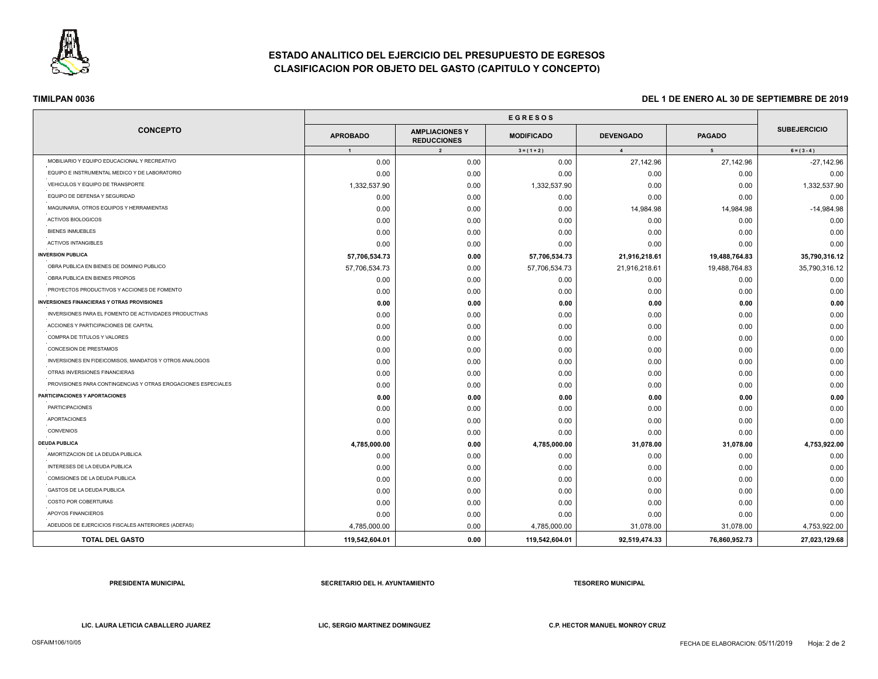# ESTADO ANALITICO DEL EJERCICIO DEL PRESUPUESTO DE EGRESOS
## CLASIFICACION POR OBJETO DEL GASTO (CAPITULO Y CONCEPTO)

**TIMILPAN 0036**

**DEL 1 DE ENERO AL 30 DE SEPTIEMBRE DE 2019**

| CONCEPTO | EGRESOS | | | | | SUBEJERCICIO |
|---|---|---|---|---|---|---|
| | APROBADO | AMPLIACIONES Y REDUCCIONES | MODIFICADO | DEVENGADO | PAGADO | |
| | 1 | 2 | 3 = ( 1 + 2 ) | 4 | 5 | 6 = ( 3 - 4 ) |
| MOBILIARIO Y EQUIPO EDUCACIONAL Y RECREATIVO | 0.00 | 0.00 | 0.00 | 27,142.96 | 27,142.96 | -27,142.96 |
| EQUIPO E INSTRUMENTAL MEDICO Y DE LABORATORIO | 0.00 | 0.00 | 0.00 | 0.00 | 0.00 | 0.00 |
| VEHICULOS Y EQUIPO DE TRANSPORTE | 1,332,537.90 | 0.00 | 1,332,537.90 | 0.00 | 0.00 | 1,332,537.90 |
| EQUIPO DE DEFENSA Y SEGURIDAD | 0.00 | 0.00 | 0.00 | 0.00 | 0.00 | 0.00 |
| MAQUINARIA, OTROS EQUIPOS Y HERRAMIENTAS | 0.00 | 0.00 | 0.00 | 14,984.98 | 14,984.98 | -14,984.98 |
| ACTIVOS BIOLOGICOS | 0.00 | 0.00 | 0.00 | 0.00 | 0.00 | 0.00 |
| BIENES INMUEBLES | 0.00 | 0.00 | 0.00 | 0.00 | 0.00 | 0.00 |
| ACTIVOS INTANGIBLES | 0.00 | 0.00 | 0.00 | 0.00 | 0.00 | 0.00 |
| **INVERSION PUBLICA** | **57,706,534.73** | **0.00** | **57,706,534.73** | **21,916,218.61** | **19,488,764.83** | **35,790,316.12** |
| OBRA PUBLICA EN BIENES DE DOMINIO PUBLICO | 57,706,534.73 | 0.00 | 57,706,534.73 | 21,916,218.61 | 19,488,764.83 | 35,790,316.12 |
| OBRA PUBLICA EN BIENES PROPIOS | 0.00 | 0.00 | 0.00 | 0.00 | 0.00 | 0.00 |
| PROYECTOS PRODUCTIVOS Y ACCIONES DE FOMENTO | 0.00 | 0.00 | 0.00 | 0.00 | 0.00 | 0.00 |
| **INVERSIONES FINANCIERAS Y OTRAS PROVISIONES** | **0.00** | **0.00** | **0.00** | **0.00** | **0.00** | **0.00** |
| INVERSIONES PARA EL FOMENTO DE ACTIVIDADES PRODUCTIVAS | 0.00 | 0.00 | 0.00 | 0.00 | 0.00 | 0.00 |
| ACCIONES Y PARTICIPACIONES DE CAPITAL | 0.00 | 0.00 | 0.00 | 0.00 | 0.00 | 0.00 |
| COMPRA DE TITULOS Y VALORES | 0.00 | 0.00 | 0.00 | 0.00 | 0.00 | 0.00 |
| CONCESION DE PRESTAMOS | 0.00 | 0.00 | 0.00 | 0.00 | 0.00 | 0.00 |
| INVERSIONES EN FIDEICOMISOS, MANDATOS Y OTROS ANALOGOS | 0.00 | 0.00 | 0.00 | 0.00 | 0.00 | 0.00 |
| OTRAS INVERSIONES FINANCIERAS | 0.00 | 0.00 | 0.00 | 0.00 | 0.00 | 0.00 |
| PROVISIONES PARA CONTINGENCIAS Y OTRAS EROGACIONES ESPECIALES | 0.00 | 0.00 | 0.00 | 0.00 | 0.00 | 0.00 |
| **PARTICIPACIONES Y APORTACIONES** | **0.00** | **0.00** | **0.00** | **0.00** | **0.00** | **0.00** |
| PARTICIPACIONES | 0.00 | 0.00 | 0.00 | 0.00 | 0.00 | 0.00 |
| APORTACIONES | 0.00 | 0.00 | 0.00 | 0.00 | 0.00 | 0.00 |
| CONVENIOS | 0.00 | 0.00 | 0.00 | 0.00 | 0.00 | 0.00 |
| **DEUDA PUBLICA** | **4,785,000.00** | **0.00** | **4,785,000.00** | **31,078.00** | **31,078.00** | **4,753,922.00** |
| AMORTIZACION DE LA DEUDA PUBLICA | 0.00 | 0.00 | 0.00 | 0.00 | 0.00 | 0.00 |
| INTERESES DE LA DEUDA PUBLICA | 0.00 | 0.00 | 0.00 | 0.00 | 0.00 | 0.00 |
| COMISIONES DE LA DEUDA PUBLICA | 0.00 | 0.00 | 0.00 | 0.00 | 0.00 | 0.00 |
| GASTOS DE LA DEUDA PUBLICA | 0.00 | 0.00 | 0.00 | 0.00 | 0.00 | 0.00 |
| COSTO POR COBERTURAS | 0.00 | 0.00 | 0.00 | 0.00 | 0.00 | 0.00 |
| APOYOS FINANCIEROS | 0.00 | 0.00 | 0.00 | 0.00 | 0.00 | 0.00 |
| ADEUDOS DE EJERCICIOS FISCALES ANTERIORES (ADEFAS) | 4,785,000.00 | 0.00 | 4,785,000.00 | 31,078.00 | 31,078.00 | 4,753,922.00 |
| **TOTAL DEL GASTO** | **119,542,604.01** | **0.00** | **119,542,604.01** | **92,519,474.33** | **76,860,952.73** | **27,023,129.68** |

**PRESIDENTA MUNICIPAL** — **LIC. LAURA LETICIA CABALLERO JUAREZ**

**SECRETARIO DEL H. AYUNTAMIENTO** — **LIC, SERGIO MARTINEZ DOMINGUEZ**

**TESORERO MUNICIPAL** — **C.P. HECTOR MANUEL MONROY CRUZ**

OSFAIM106/10/05

FECHA DE ELABORACION: 05/11/2019